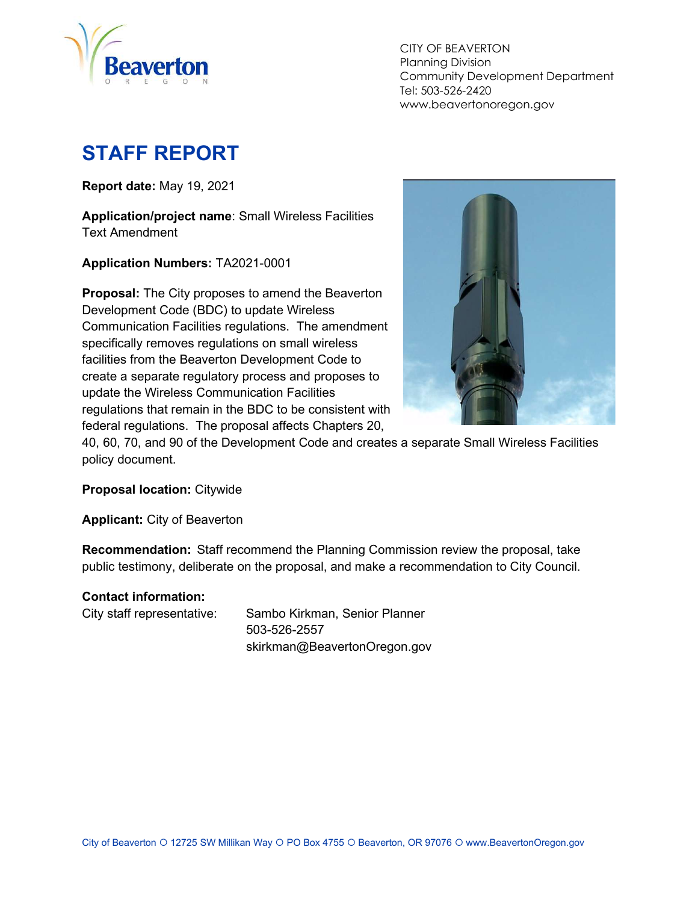CITY OF BEAVERTON
Planning Division
Community Development Department
Tel: 503-526-2420
www.beavertonoregon.gov

# STAFF REPORT

**Report date:** May 19, 2021

**Application/project name**: Small Wireless Facilities Text Amendment

**Application Numbers:** TA2021-0001

**Proposal:** The City proposes to amend the Beaverton Development Code (BDC) to update Wireless Communication Facilities regulations. The amendment specifically removes regulations on small wireless facilities from the Beaverton Development Code to create a separate regulatory process and proposes to update the Wireless Communication Facilities regulations that remain in the BDC to be consistent with federal regulations. The proposal affects Chapters 20, 40, 60, 70, and 90 of the Development Code and creates a separate Small Wireless Facilities policy document.

**Proposal location:** Citywide

**Applicant:** City of Beaverton

**Recommendation:** Staff recommend the Planning Commission review the proposal, take public testimony, deliberate on the proposal, and make a recommendation to City Council.

**Contact information:**

City staff representative: Sambo Kirkman, Senior Planner
503-526-2557
skirkman@BeavertonOregon.gov

City of Beaverton ○ 12725 SW Millikan Way ○ PO Box 4755 ○ Beaverton, OR 97076 ○ www.BeavertonOregon.gov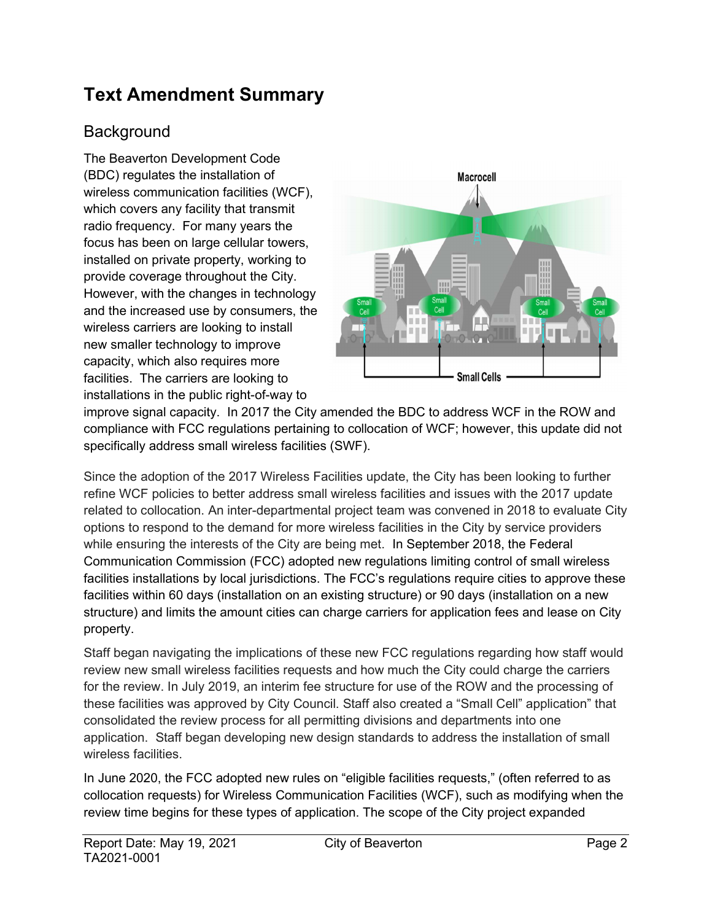# Text Amendment Summary

## Background

The Beaverton Development Code (BDC) regulates the installation of wireless communication facilities (WCF), which covers any facility that transmit radio frequency. For many years the focus has been on large cellular towers, installed on private property, working to provide coverage throughout the City. However, with the changes in technology and the increased use by consumers, the wireless carriers are looking to install new smaller technology to improve capacity, which also requires more facilities. The carriers are looking to installations in the public right-of-way to improve signal capacity. In 2017 the City amended the BDC to address WCF in the ROW and compliance with FCC regulations pertaining to collocation of WCF; however, this update did not specifically address small wireless facilities (SWF).

Since the adoption of the 2017 Wireless Facilities update, the City has been looking to further refine WCF policies to better address small wireless facilities and issues with the 2017 update related to collocation. An inter-departmental project team was convened in 2018 to evaluate City options to respond to the demand for more wireless facilities in the City by service providers while ensuring the interests of the City are being met. In September 2018, the Federal Communication Commission (FCC) adopted new regulations limiting control of small wireless facilities installations by local jurisdictions. The FCC's regulations require cities to approve these facilities within 60 days (installation on an existing structure) or 90 days (installation on a new structure) and limits the amount cities can charge carriers for application fees and lease on City property.

Staff began navigating the implications of these new FCC regulations regarding how staff would review new small wireless facilities requests and how much the City could charge the carriers for the review. In July 2019, an interim fee structure for use of the ROW and the processing of these facilities was approved by City Council. Staff also created a "Small Cell" application" that consolidated the review process for all permitting divisions and departments into one application. Staff began developing new design standards to address the installation of small wireless facilities.

In June 2020, the FCC adopted new rules on "eligible facilities requests," (often referred to as collocation requests) for Wireless Communication Facilities (WCF), such as modifying when the review time begins for these types of application. The scope of the City project expanded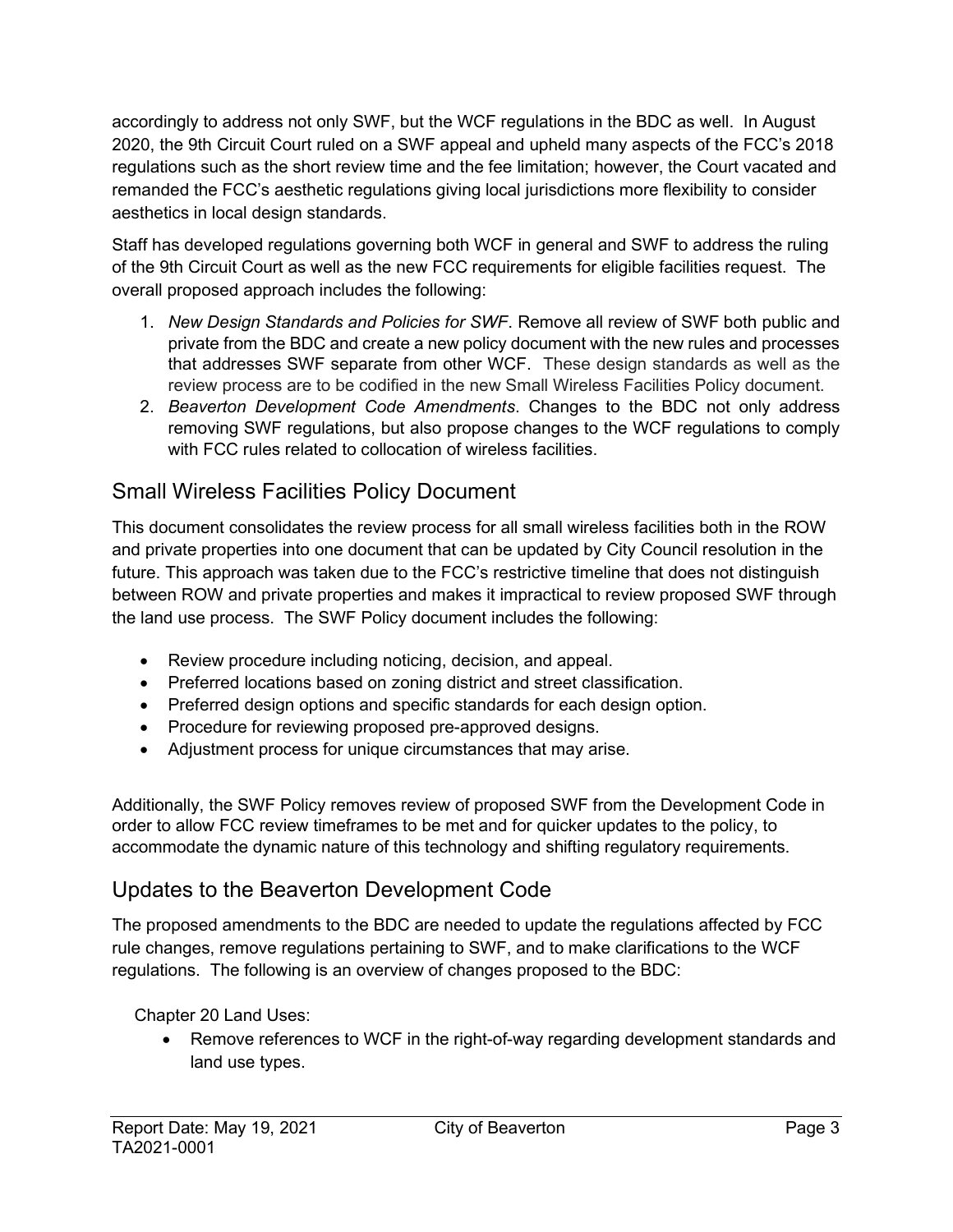accordingly to address not only SWF, but the WCF regulations in the BDC as well. In August 2020, the 9th Circuit Court ruled on a SWF appeal and upheld many aspects of the FCC's 2018 regulations such as the short review time and the fee limitation; however, the Court vacated and remanded the FCC's aesthetic regulations giving local jurisdictions more flexibility to consider aesthetics in local design standards.

Staff has developed regulations governing both WCF in general and SWF to address the ruling of the 9th Circuit Court as well as the new FCC requirements for eligible facilities request. The overall proposed approach includes the following:

1. *New Design Standards and Policies for SWF*. Remove all review of SWF both public and private from the BDC and create a new policy document with the new rules and processes that addresses SWF separate from other WCF. These design standards as well as the review process are to be codified in the new Small Wireless Facilities Policy document.
2. *Beaverton Development Code Amendments*. Changes to the BDC not only address removing SWF regulations, but also propose changes to the WCF regulations to comply with FCC rules related to collocation of wireless facilities.

## Small Wireless Facilities Policy Document

This document consolidates the review process for all small wireless facilities both in the ROW and private properties into one document that can be updated by City Council resolution in the future. This approach was taken due to the FCC's restrictive timeline that does not distinguish between ROW and private properties and makes it impractical to review proposed SWF through the land use process. The SWF Policy document includes the following:

- Review procedure including noticing, decision, and appeal.
- Preferred locations based on zoning district and street classification.
- Preferred design options and specific standards for each design option.
- Procedure for reviewing proposed pre-approved designs.
- Adjustment process for unique circumstances that may arise.

Additionally, the SWF Policy removes review of proposed SWF from the Development Code in order to allow FCC review timeframes to be met and for quicker updates to the policy, to accommodate the dynamic nature of this technology and shifting regulatory requirements.

## Updates to the Beaverton Development Code

The proposed amendments to the BDC are needed to update the regulations affected by FCC rule changes, remove regulations pertaining to SWF, and to make clarifications to the WCF regulations. The following is an overview of changes proposed to the BDC:

Chapter 20 Land Uses:

- Remove references to WCF in the right-of-way regarding development standards and land use types.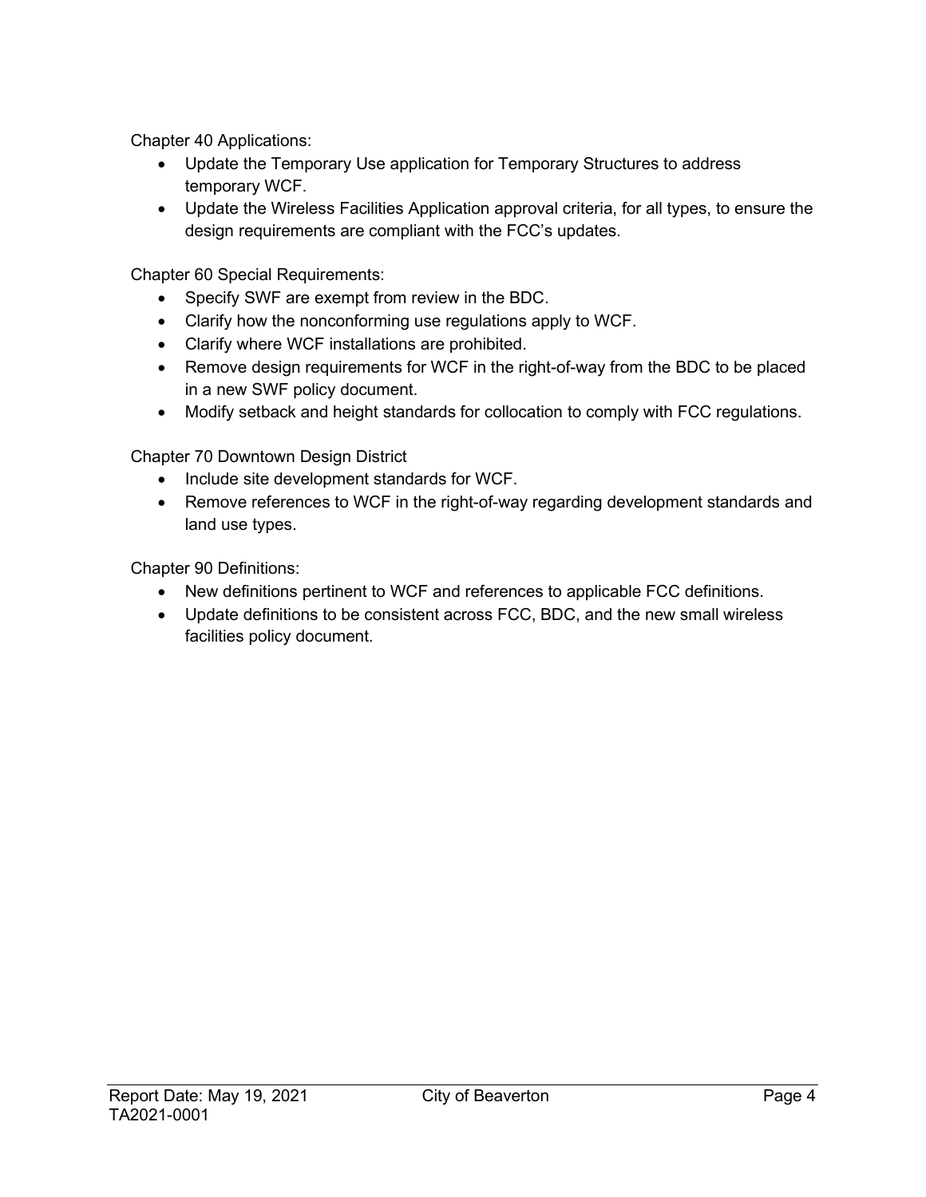Chapter 40 Applications:

- Update the Temporary Use application for Temporary Structures to address temporary WCF.
- Update the Wireless Facilities Application approval criteria, for all types, to ensure the design requirements are compliant with the FCC's updates.

Chapter 60 Special Requirements:

- Specify SWF are exempt from review in the BDC.
- Clarify how the nonconforming use regulations apply to WCF.
- Clarify where WCF installations are prohibited.
- Remove design requirements for WCF in the right-of-way from the BDC to be placed in a new SWF policy document.
- Modify setback and height standards for collocation to comply with FCC regulations.

Chapter 70 Downtown Design District

- Include site development standards for WCF.
- Remove references to WCF in the right-of-way regarding development standards and land use types.

Chapter 90 Definitions:

- New definitions pertinent to WCF and references to applicable FCC definitions.
- Update definitions to be consistent across FCC, BDC, and the new small wireless facilities policy document.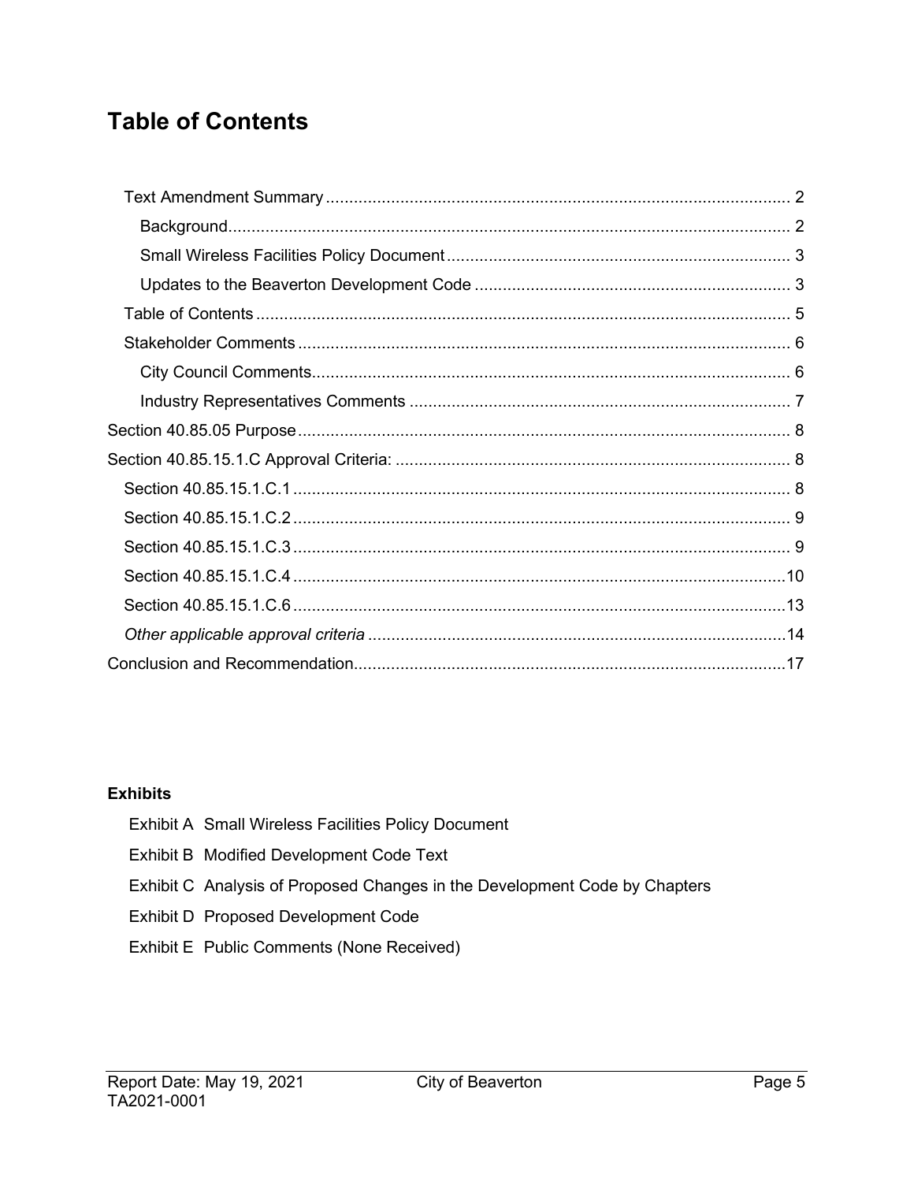# Table of Contents

- Text Amendment Summary ..... 2
  - Background ..... 2
  - Small Wireless Facilities Policy Document ..... 3
  - Updates to the Beaverton Development Code ..... 3
- Table of Contents ..... 5
- Stakeholder Comments ..... 6
  - City Council Comments ..... 6
  - Industry Representatives Comments ..... 7

Section 40.85.05 Purpose ..... 8

Section 40.85.15.1.C Approval Criteria: ..... 8

- Section 40.85.15.1.C.1 ..... 8
- Section 40.85.15.1.C.2 ..... 9
- Section 40.85.15.1.C.3 ..... 9
- Section 40.85.15.1.C.4 ..... 10
- Section 40.85.15.1.C.6 ..... 13
- *Other applicable approval criteria* ..... 14

Conclusion and Recommendation ..... 17

**Exhibits**

- Exhibit A Small Wireless Facilities Policy Document
- Exhibit B Modified Development Code Text
- Exhibit C Analysis of Proposed Changes in the Development Code by Chapters
- Exhibit D Proposed Development Code
- Exhibit E Public Comments (None Received)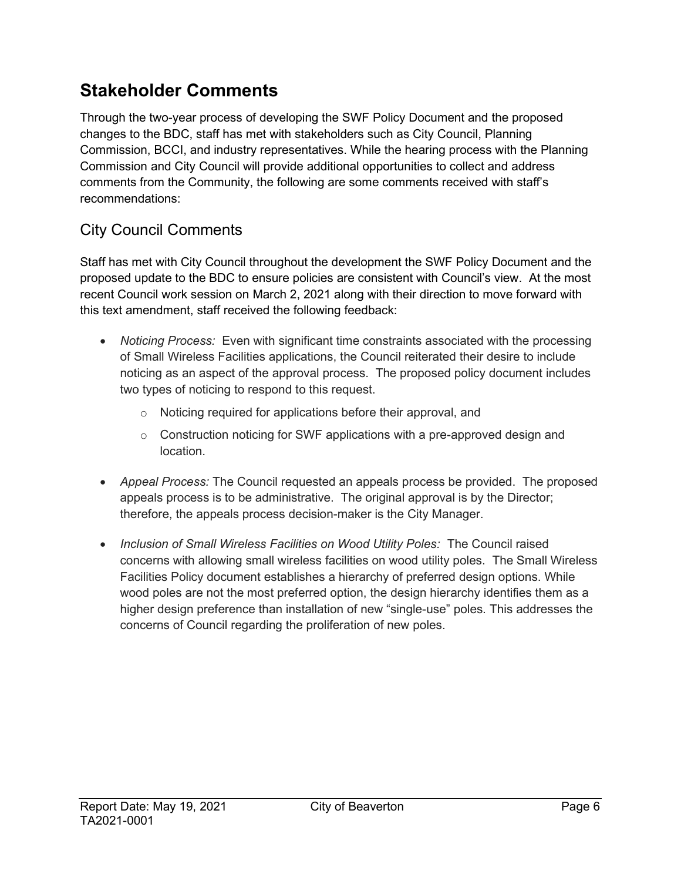## Stakeholder Comments

Through the two-year process of developing the SWF Policy Document and the proposed changes to the BDC, staff has met with stakeholders such as City Council, Planning Commission, BCCI, and industry representatives. While the hearing process with the Planning Commission and City Council will provide additional opportunities to collect and address comments from the Community, the following are some comments received with staff's recommendations:

### City Council Comments

Staff has met with City Council throughout the development the SWF Policy Document and the proposed update to the BDC to ensure policies are consistent with Council's view. At the most recent Council work session on March 2, 2021 along with their direction to move forward with this text amendment, staff received the following feedback:

- *Noticing Process:* Even with significant time constraints associated with the processing of Small Wireless Facilities applications, the Council reiterated their desire to include noticing as an aspect of the approval process. The proposed policy document includes two types of noticing to respond to this request.
  - Noticing required for applications before their approval, and
  - Construction noticing for SWF applications with a pre-approved design and location.
- *Appeal Process:* The Council requested an appeals process be provided. The proposed appeals process is to be administrative. The original approval is by the Director; therefore, the appeals process decision-maker is the City Manager.
- *Inclusion of Small Wireless Facilities on Wood Utility Poles:* The Council raised concerns with allowing small wireless facilities on wood utility poles. The Small Wireless Facilities Policy document establishes a hierarchy of preferred design options. While wood poles are not the most preferred option, the design hierarchy identifies them as a higher design preference than installation of new "single-use" poles. This addresses the concerns of Council regarding the proliferation of new poles.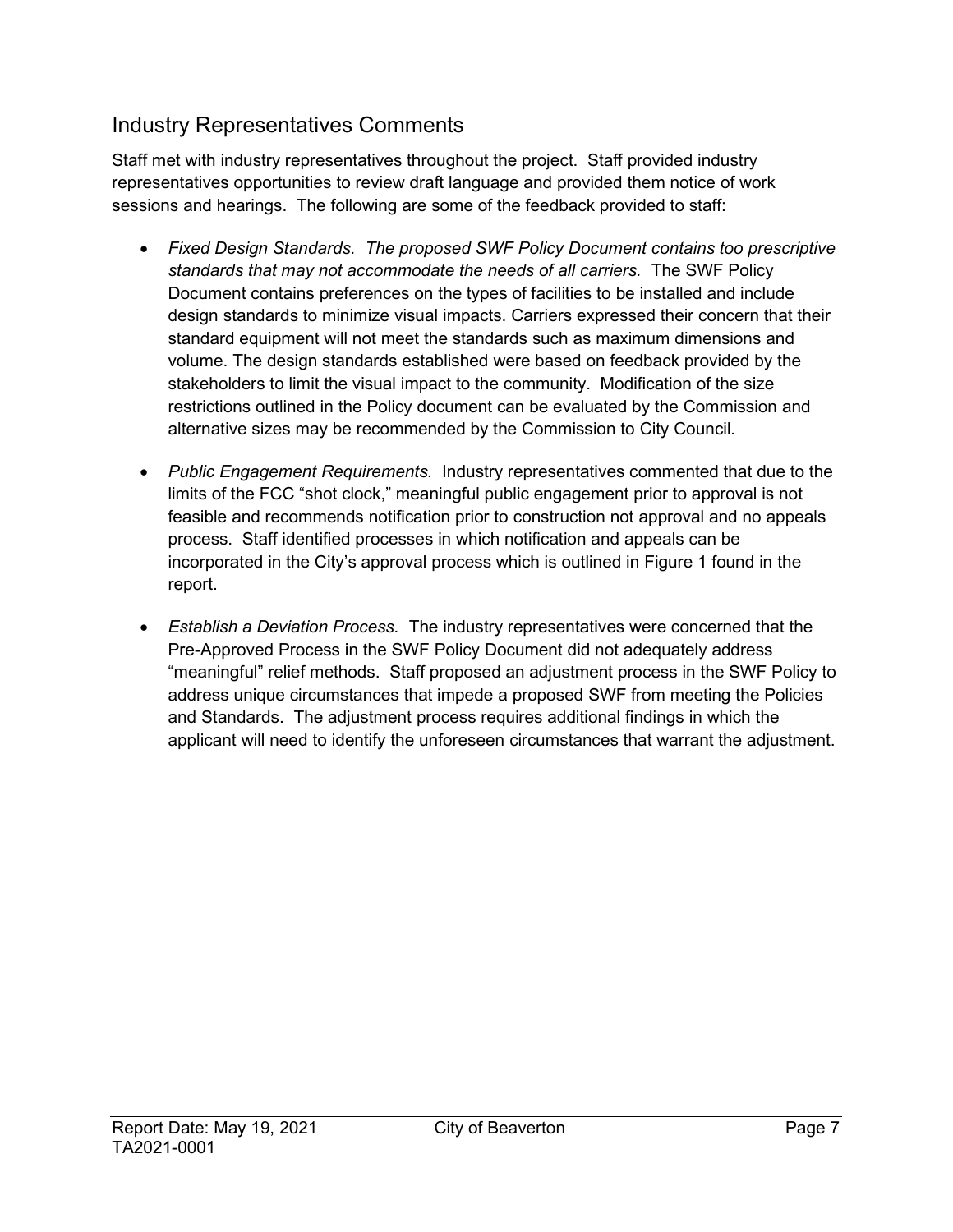## Industry Representatives Comments

Staff met with industry representatives throughout the project. Staff provided industry representatives opportunities to review draft language and provided them notice of work sessions and hearings. The following are some of the feedback provided to staff:

- *Fixed Design Standards. The proposed SWF Policy Document contains too prescriptive standards that may not accommodate the needs of all carriers.* The SWF Policy Document contains preferences on the types of facilities to be installed and include design standards to minimize visual impacts. Carriers expressed their concern that their standard equipment will not meet the standards such as maximum dimensions and volume. The design standards established were based on feedback provided by the stakeholders to limit the visual impact to the community. Modification of the size restrictions outlined in the Policy document can be evaluated by the Commission and alternative sizes may be recommended by the Commission to City Council.

- *Public Engagement Requirements.* Industry representatives commented that due to the limits of the FCC "shot clock," meaningful public engagement prior to approval is not feasible and recommends notification prior to construction not approval and no appeals process. Staff identified processes in which notification and appeals can be incorporated in the City's approval process which is outlined in Figure 1 found in the report.

- *Establish a Deviation Process.* The industry representatives were concerned that the Pre-Approved Process in the SWF Policy Document did not adequately address "meaningful" relief methods. Staff proposed an adjustment process in the SWF Policy to address unique circumstances that impede a proposed SWF from meeting the Policies and Standards. The adjustment process requires additional findings in which the applicant will need to identify the unforeseen circumstances that warrant the adjustment.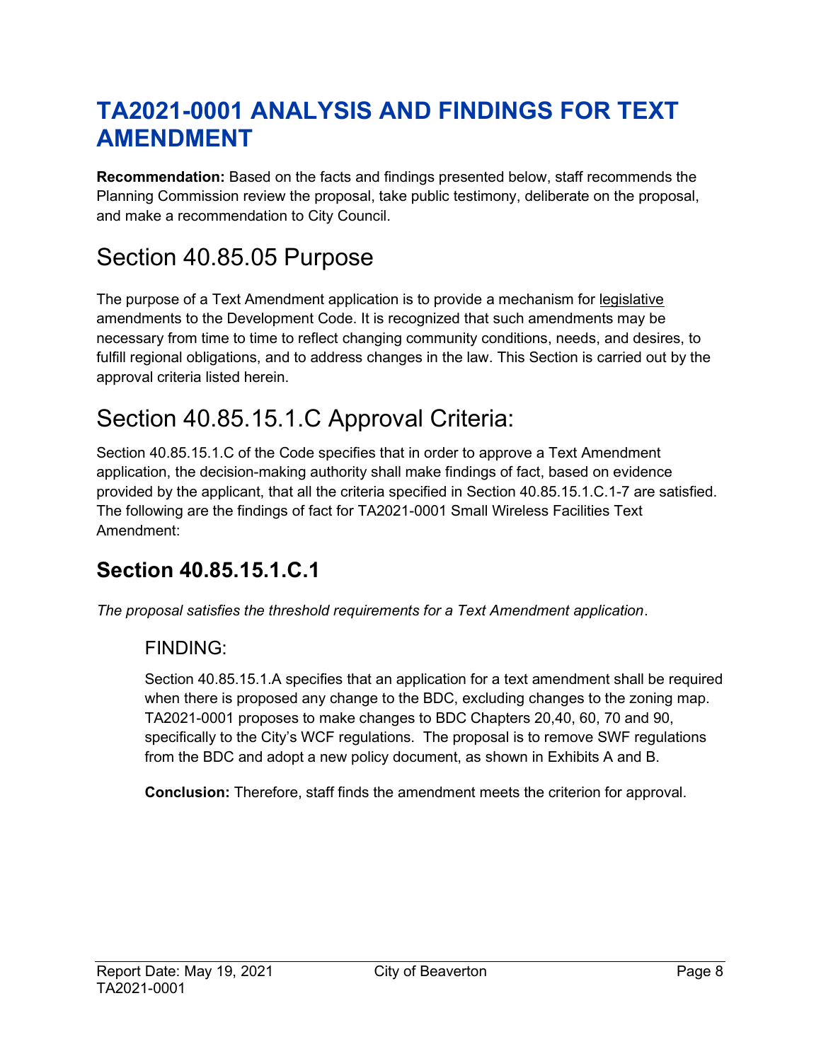# TA2021-0001 ANALYSIS AND FINDINGS FOR TEXT AMENDMENT

**Recommendation:** Based on the facts and findings presented below, staff recommends the Planning Commission review the proposal, take public testimony, deliberate on the proposal, and make a recommendation to City Council.

## Section 40.85.05 Purpose

The purpose of a Text Amendment application is to provide a mechanism for legislative amendments to the Development Code. It is recognized that such amendments may be necessary from time to time to reflect changing community conditions, needs, and desires, to fulfill regional obligations, and to address changes in the law. This Section is carried out by the approval criteria listed herein.

## Section 40.85.15.1.C Approval Criteria:

Section 40.85.15.1.C of the Code specifies that in order to approve a Text Amendment application, the decision-making authority shall make findings of fact, based on evidence provided by the applicant, that all the criteria specified in Section 40.85.15.1.C.1-7 are satisfied. The following are the findings of fact for TA2021-0001 Small Wireless Facilities Text Amendment:

### Section 40.85.15.1.C.1

*The proposal satisfies the threshold requirements for a Text Amendment application*.

#### FINDING:

Section 40.85.15.1.A specifies that an application for a text amendment shall be required when there is proposed any change to the BDC, excluding changes to the zoning map. TA2021-0001 proposes to make changes to BDC Chapters 20,40, 60, 70 and 90, specifically to the City's WCF regulations. The proposal is to remove SWF regulations from the BDC and adopt a new policy document, as shown in Exhibits A and B.

**Conclusion:** Therefore, staff finds the amendment meets the criterion for approval.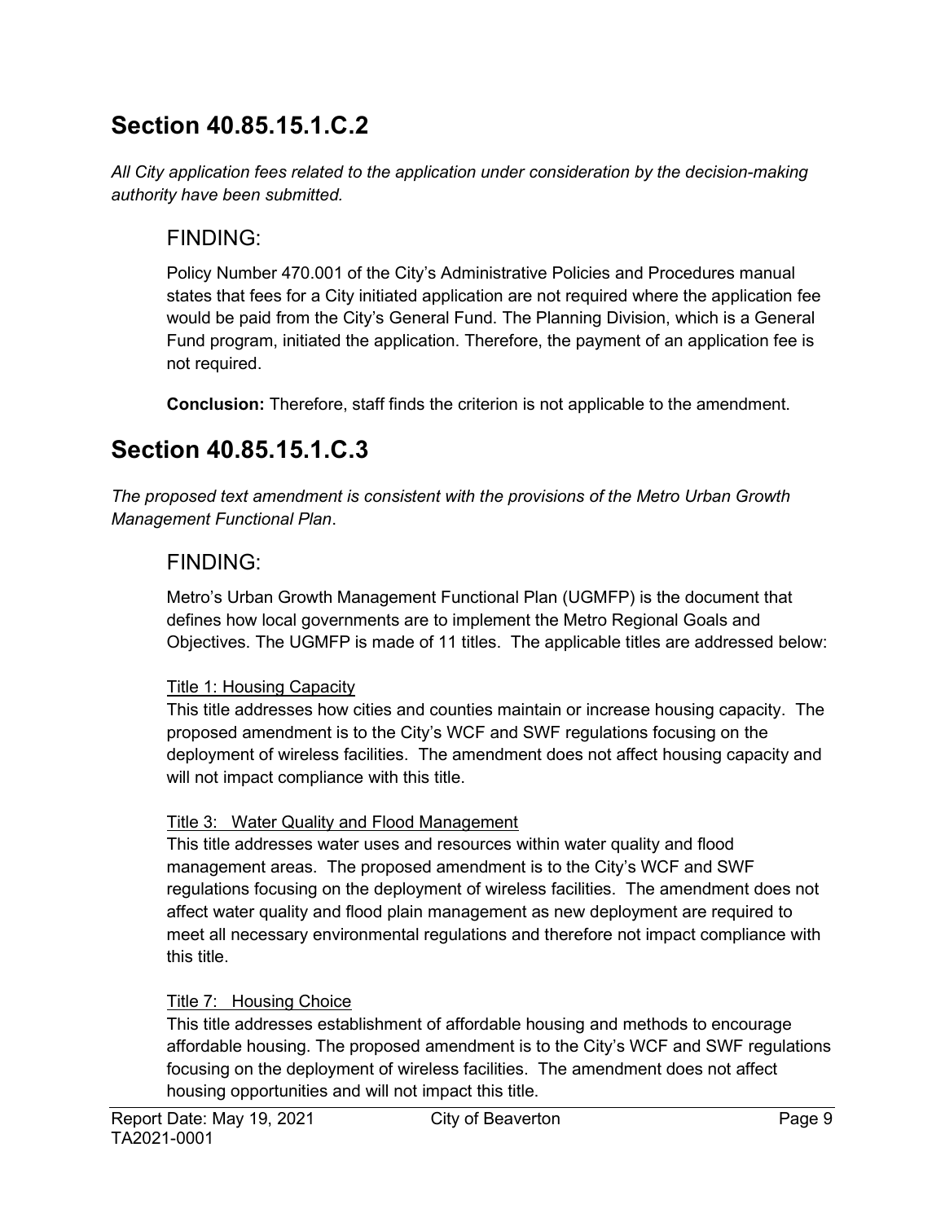## Section 40.85.15.1.C.2

*All City application fees related to the application under consideration by the decision-making authority have been submitted.*

### FINDING:

Policy Number 470.001 of the City's Administrative Policies and Procedures manual states that fees for a City initiated application are not required where the application fee would be paid from the City's General Fund. The Planning Division, which is a General Fund program, initiated the application. Therefore, the payment of an application fee is not required.

**Conclusion:** Therefore, staff finds the criterion is not applicable to the amendment.

## Section 40.85.15.1.C.3

*The proposed text amendment is consistent with the provisions of the Metro Urban Growth Management Functional Plan*.

### FINDING:

Metro's Urban Growth Management Functional Plan (UGMFP) is the document that defines how local governments are to implement the Metro Regional Goals and Objectives. The UGMFP is made of 11 titles. The applicable titles are addressed below:

<u>Title 1: Housing Capacity</u>
This title addresses how cities and counties maintain or increase housing capacity. The proposed amendment is to the City's WCF and SWF regulations focusing on the deployment of wireless facilities. The amendment does not affect housing capacity and will not impact compliance with this title.

<u>Title 3: Water Quality and Flood Management</u>
This title addresses water uses and resources within water quality and flood management areas. The proposed amendment is to the City's WCF and SWF regulations focusing on the deployment of wireless facilities. The amendment does not affect water quality and flood plain management as new deployment are required to meet all necessary environmental regulations and therefore not impact compliance with this title.

<u>Title 7: Housing Choice</u>
This title addresses establishment of affordable housing and methods to encourage affordable housing. The proposed amendment is to the City's WCF and SWF regulations focusing on the deployment of wireless facilities. The amendment does not affect housing opportunities and will not impact this title.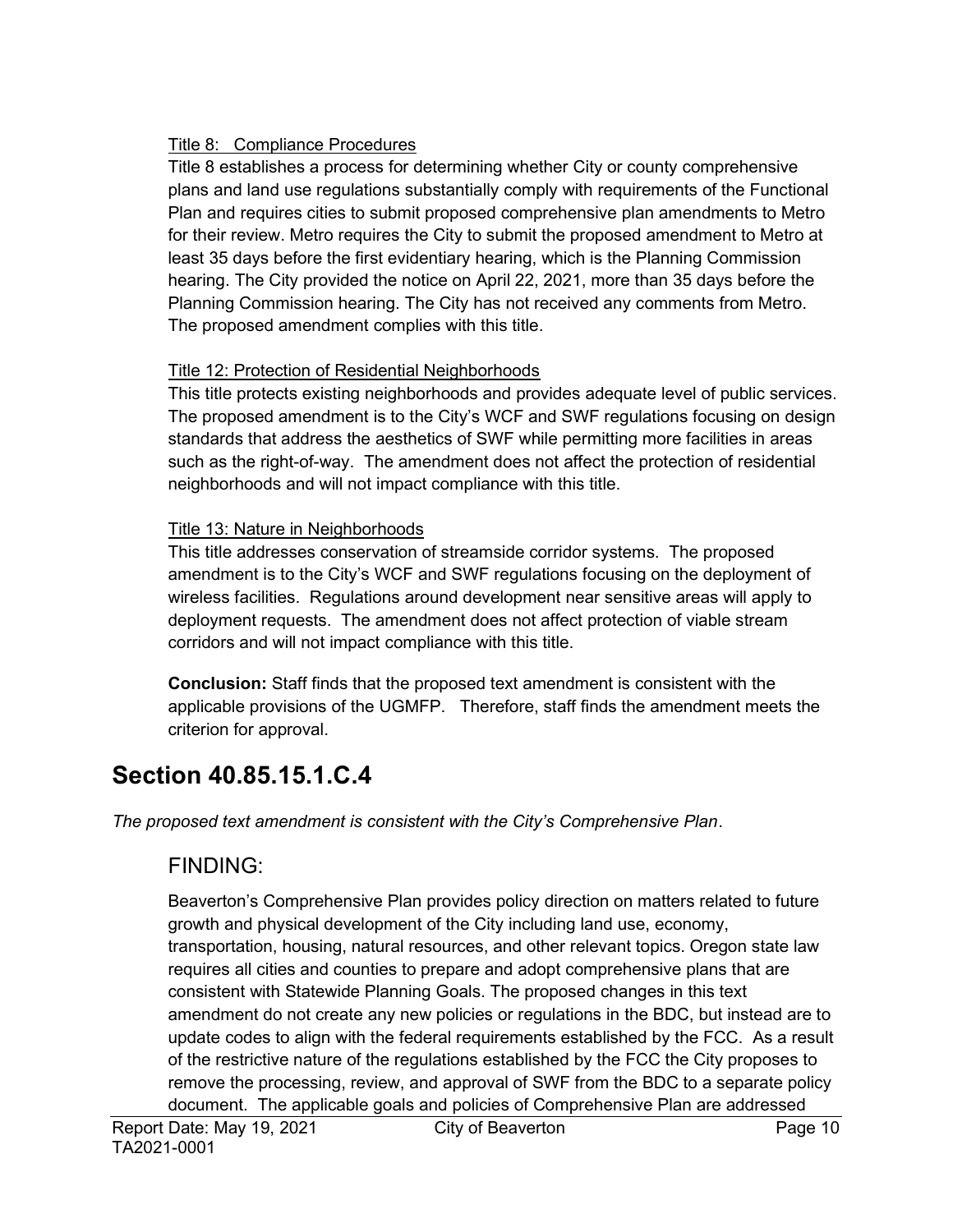Title 8: Compliance Procedures

Title 8 establishes a process for determining whether City or county comprehensive plans and land use regulations substantially comply with requirements of the Functional Plan and requires cities to submit proposed comprehensive plan amendments to Metro for their review. Metro requires the City to submit the proposed amendment to Metro at least 35 days before the first evidentiary hearing, which is the Planning Commission hearing. The City provided the notice on April 22, 2021, more than 35 days before the Planning Commission hearing. The City has not received any comments from Metro. The proposed amendment complies with this title.

Title 12: Protection of Residential Neighborhoods

This title protects existing neighborhoods and provides adequate level of public services. The proposed amendment is to the City's WCF and SWF regulations focusing on design standards that address the aesthetics of SWF while permitting more facilities in areas such as the right-of-way. The amendment does not affect the protection of residential neighborhoods and will not impact compliance with this title.

Title 13: Nature in Neighborhoods

This title addresses conservation of streamside corridor systems. The proposed amendment is to the City's WCF and SWF regulations focusing on the deployment of wireless facilities. Regulations around development near sensitive areas will apply to deployment requests. The amendment does not affect protection of viable stream corridors and will not impact compliance with this title.

**Conclusion:** Staff finds that the proposed text amendment is consistent with the applicable provisions of the UGMFP. Therefore, staff finds the amendment meets the criterion for approval.

# Section 40.85.15.1.C.4

*The proposed text amendment is consistent with the City's Comprehensive Plan*.

## FINDING:

Beaverton's Comprehensive Plan provides policy direction on matters related to future growth and physical development of the City including land use, economy, transportation, housing, natural resources, and other relevant topics. Oregon state law requires all cities and counties to prepare and adopt comprehensive plans that are consistent with Statewide Planning Goals. The proposed changes in this text amendment do not create any new policies or regulations in the BDC, but instead are to update codes to align with the federal requirements established by the FCC. As a result of the restrictive nature of the regulations established by the FCC the City proposes to remove the processing, review, and approval of SWF from the BDC to a separate policy document. The applicable goals and policies of Comprehensive Plan are addressed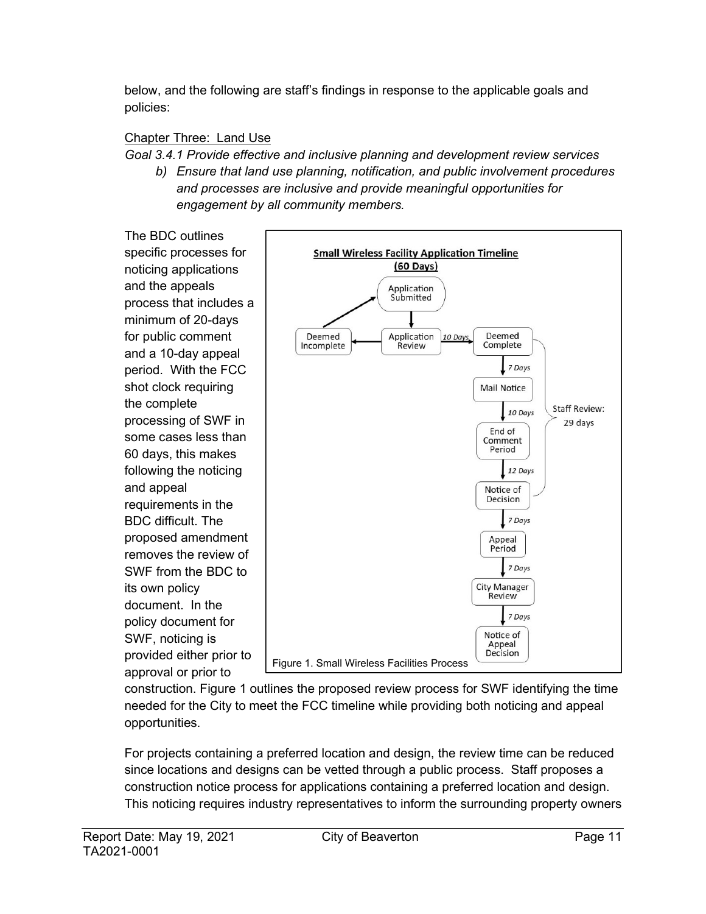below, and the following are staff's findings in response to the applicable goals and policies:

Chapter Three: Land Use

*Goal 3.4.1 Provide effective and inclusive planning and development review services*

*b) Ensure that land use planning, notification, and public involvement procedures and processes are inclusive and provide meaningful opportunities for engagement by all community members.*

The BDC outlines specific processes for noticing applications and the appeals process that includes a minimum of 20-days for public comment and a 10-day appeal period. With the FCC shot clock requiring the complete processing of SWF in some cases less than 60 days, this makes following the noticing and appeal requirements in the BDC difficult. The proposed amendment removes the review of SWF from the BDC to its own policy document. In the policy document for SWF, noticing is provided either prior to approval or prior to construction. Figure 1 outlines the proposed review process for SWF identifying the time needed for the City to meet the FCC timeline while providing both noticing and appeal opportunities.

**Small Wireless Facility Application Timeline (60 Days)**

- Application Submitted → Application Review
- Application Review → Deemed Incomplete → Application Submitted
- Application Review → (10 Days) → Deemed Complete
- Deemed Complete → (7 Days) → Mail Notice
- Mail Notice → (10 Days) → End of Comment Period
- End of Comment Period → (12 Days) → Notice of Decision
- Staff Review: 29 days (Deemed Complete through Notice of Decision)
- Notice of Decision → (7 Days) → Appeal Period
- Appeal Period → (7 Days) → City Manager Review
- City Manager Review → (7 Days) → Notice of Appeal Decision

Figure 1. Small Wireless Facilities Process

For projects containing a preferred location and design, the review time can be reduced since locations and designs can be vetted through a public process. Staff proposes a construction notice process for applications containing a preferred location and design. This noticing requires industry representatives to inform the surrounding property owners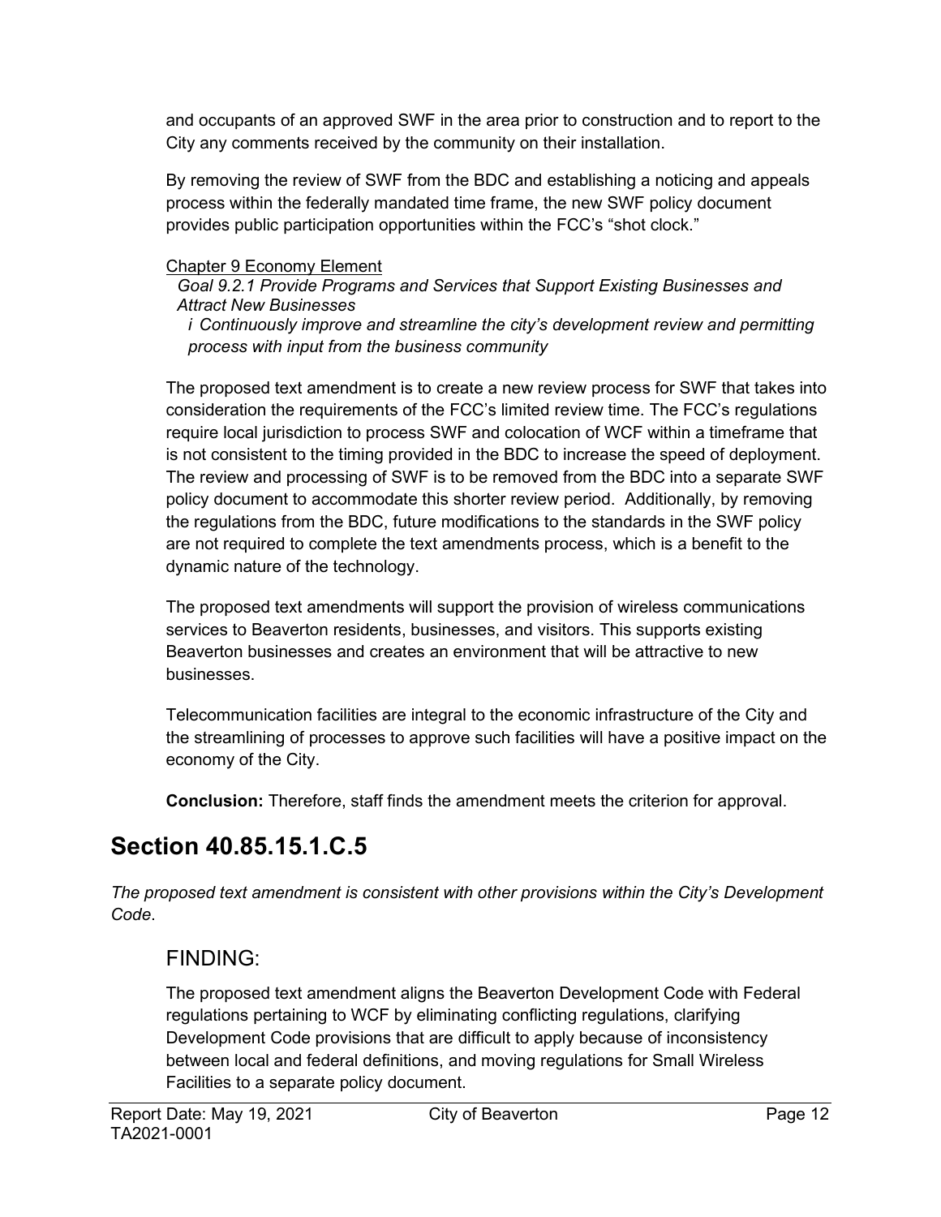and occupants of an approved SWF in the area prior to construction and to report to the City any comments received by the community on their installation.

By removing the review of SWF from the BDC and establishing a noticing and appeals process within the federally mandated time frame, the new SWF policy document provides public participation opportunities within the FCC's "shot clock."

<u>Chapter 9 Economy Element</u>

*Goal 9.2.1 Provide Programs and Services that Support Existing Businesses and Attract New Businesses*

*i Continuously improve and streamline the city's development review and permitting process with input from the business community*

The proposed text amendment is to create a new review process for SWF that takes into consideration the requirements of the FCC's limited review time. The FCC's regulations require local jurisdiction to process SWF and colocation of WCF within a timeframe that is not consistent to the timing provided in the BDC to increase the speed of deployment. The review and processing of SWF is to be removed from the BDC into a separate SWF policy document to accommodate this shorter review period. Additionally, by removing the regulations from the BDC, future modifications to the standards in the SWF policy are not required to complete the text amendments process, which is a benefit to the dynamic nature of the technology.

The proposed text amendments will support the provision of wireless communications services to Beaverton residents, businesses, and visitors. This supports existing Beaverton businesses and creates an environment that will be attractive to new businesses.

Telecommunication facilities are integral to the economic infrastructure of the City and the streamlining of processes to approve such facilities will have a positive impact on the economy of the City.

**Conclusion:** Therefore, staff finds the amendment meets the criterion for approval.

## Section 40.85.15.1.C.5

*The proposed text amendment is consistent with other provisions within the City's Development Code*.

### FINDING:

The proposed text amendment aligns the Beaverton Development Code with Federal regulations pertaining to WCF by eliminating conflicting regulations, clarifying Development Code provisions that are difficult to apply because of inconsistency between local and federal definitions, and moving regulations for Small Wireless Facilities to a separate policy document.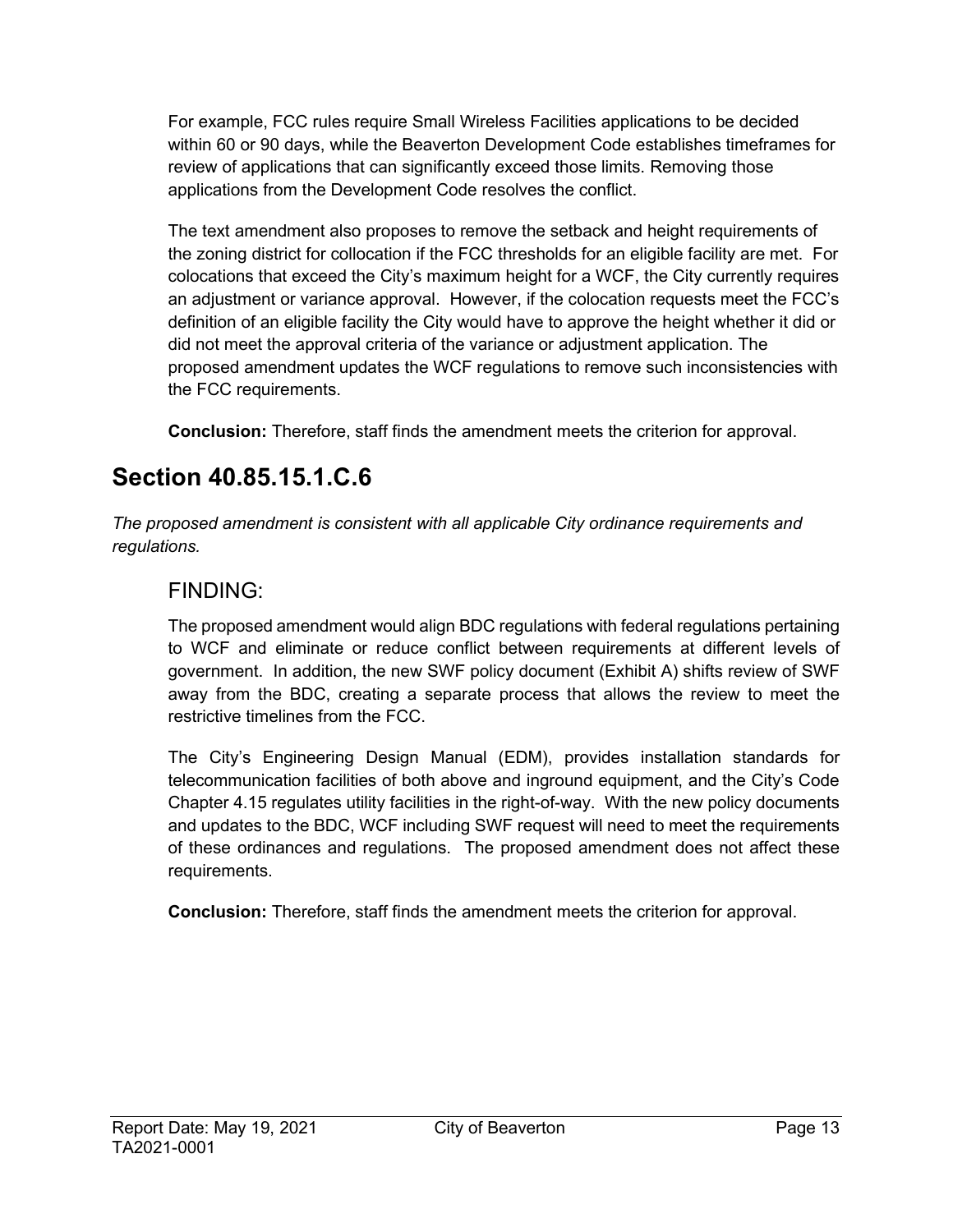For example, FCC rules require Small Wireless Facilities applications to be decided within 60 or 90 days, while the Beaverton Development Code establishes timeframes for review of applications that can significantly exceed those limits. Removing those applications from the Development Code resolves the conflict.

The text amendment also proposes to remove the setback and height requirements of the zoning district for collocation if the FCC thresholds for an eligible facility are met. For colocations that exceed the City's maximum height for a WCF, the City currently requires an adjustment or variance approval. However, if the colocation requests meet the FCC's definition of an eligible facility the City would have to approve the height whether it did or did not meet the approval criteria of the variance or adjustment application. The proposed amendment updates the WCF regulations to remove such inconsistencies with the FCC requirements.

**Conclusion:** Therefore, staff finds the amendment meets the criterion for approval.

## Section 40.85.15.1.C.6

*The proposed amendment is consistent with all applicable City ordinance requirements and regulations.*

### FINDING:

The proposed amendment would align BDC regulations with federal regulations pertaining to WCF and eliminate or reduce conflict between requirements at different levels of government. In addition, the new SWF policy document (Exhibit A) shifts review of SWF away from the BDC, creating a separate process that allows the review to meet the restrictive timelines from the FCC.

The City's Engineering Design Manual (EDM), provides installation standards for telecommunication facilities of both above and inground equipment, and the City's Code Chapter 4.15 regulates utility facilities in the right-of-way. With the new policy documents and updates to the BDC, WCF including SWF request will need to meet the requirements of these ordinances and regulations. The proposed amendment does not affect these requirements.

**Conclusion:** Therefore, staff finds the amendment meets the criterion for approval.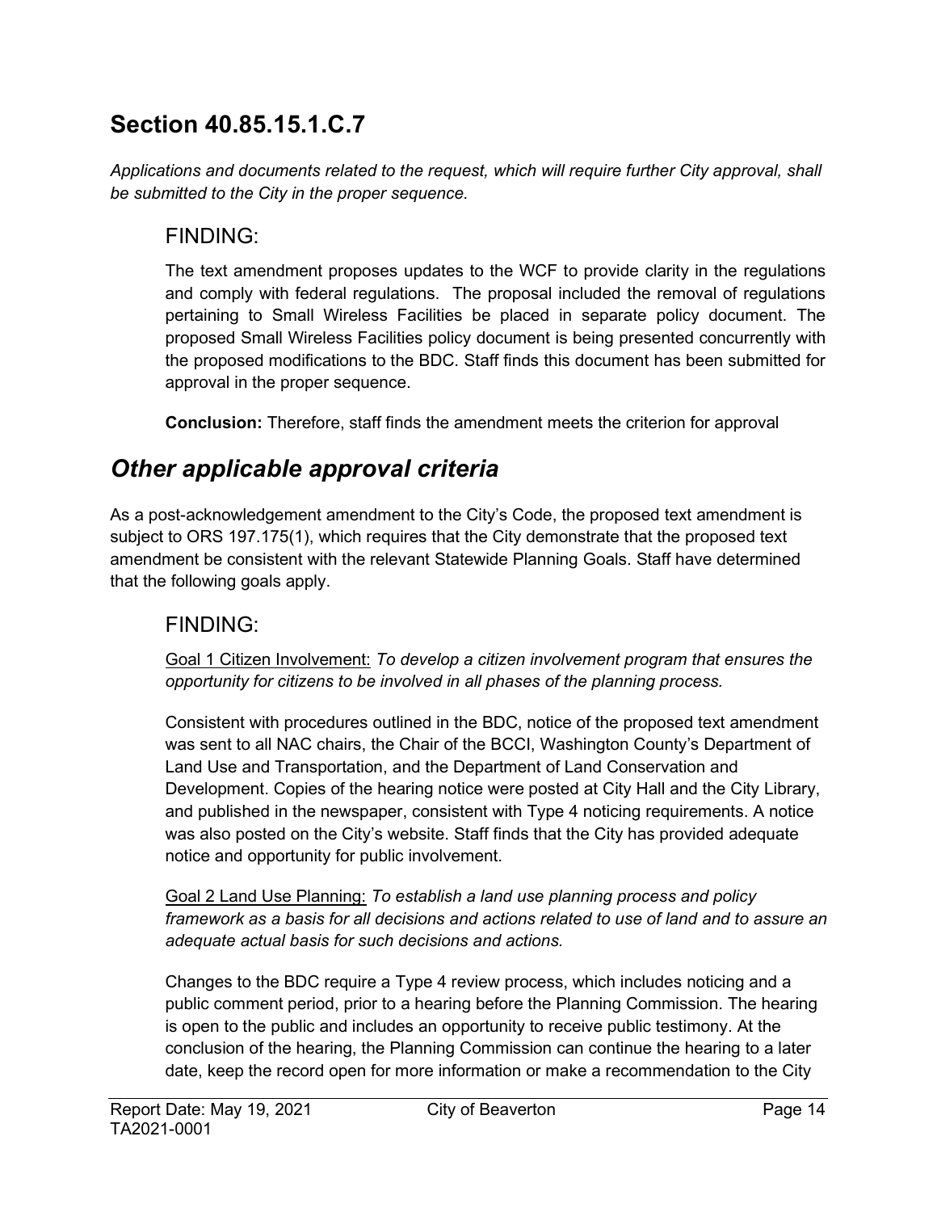## Section 40.85.15.1.C.7

*Applications and documents related to the request, which will require further City approval, shall be submitted to the City in the proper sequence.*

### FINDING:

The text amendment proposes updates to the WCF to provide clarity in the regulations and comply with federal regulations. The proposal included the removal of regulations pertaining to Small Wireless Facilities be placed in separate policy document. The proposed Small Wireless Facilities policy document is being presented concurrently with the proposed modifications to the BDC. Staff finds this document has been submitted for approval in the proper sequence.

**Conclusion:** Therefore, staff finds the amendment meets the criterion for approval

## *Other applicable approval criteria*

As a post-acknowledgement amendment to the City's Code, the proposed text amendment is subject to ORS 197.175(1), which requires that the City demonstrate that the proposed text amendment be consistent with the relevant Statewide Planning Goals. Staff have determined that the following goals apply.

### FINDING:

Goal 1 Citizen Involvement: *To develop a citizen involvement program that ensures the opportunity for citizens to be involved in all phases of the planning process.*

Consistent with procedures outlined in the BDC, notice of the proposed text amendment was sent to all NAC chairs, the Chair of the BCCI, Washington County's Department of Land Use and Transportation, and the Department of Land Conservation and Development. Copies of the hearing notice were posted at City Hall and the City Library, and published in the newspaper, consistent with Type 4 noticing requirements. A notice was also posted on the City's website. Staff finds that the City has provided adequate notice and opportunity for public involvement.

Goal 2 Land Use Planning: *To establish a land use planning process and policy framework as a basis for all decisions and actions related to use of land and to assure an adequate actual basis for such decisions and actions.*

Changes to the BDC require a Type 4 review process, which includes noticing and a public comment period, prior to a hearing before the Planning Commission. The hearing is open to the public and includes an opportunity to receive public testimony. At the conclusion of the hearing, the Planning Commission can continue the hearing to a later date, keep the record open for more information or make a recommendation to the City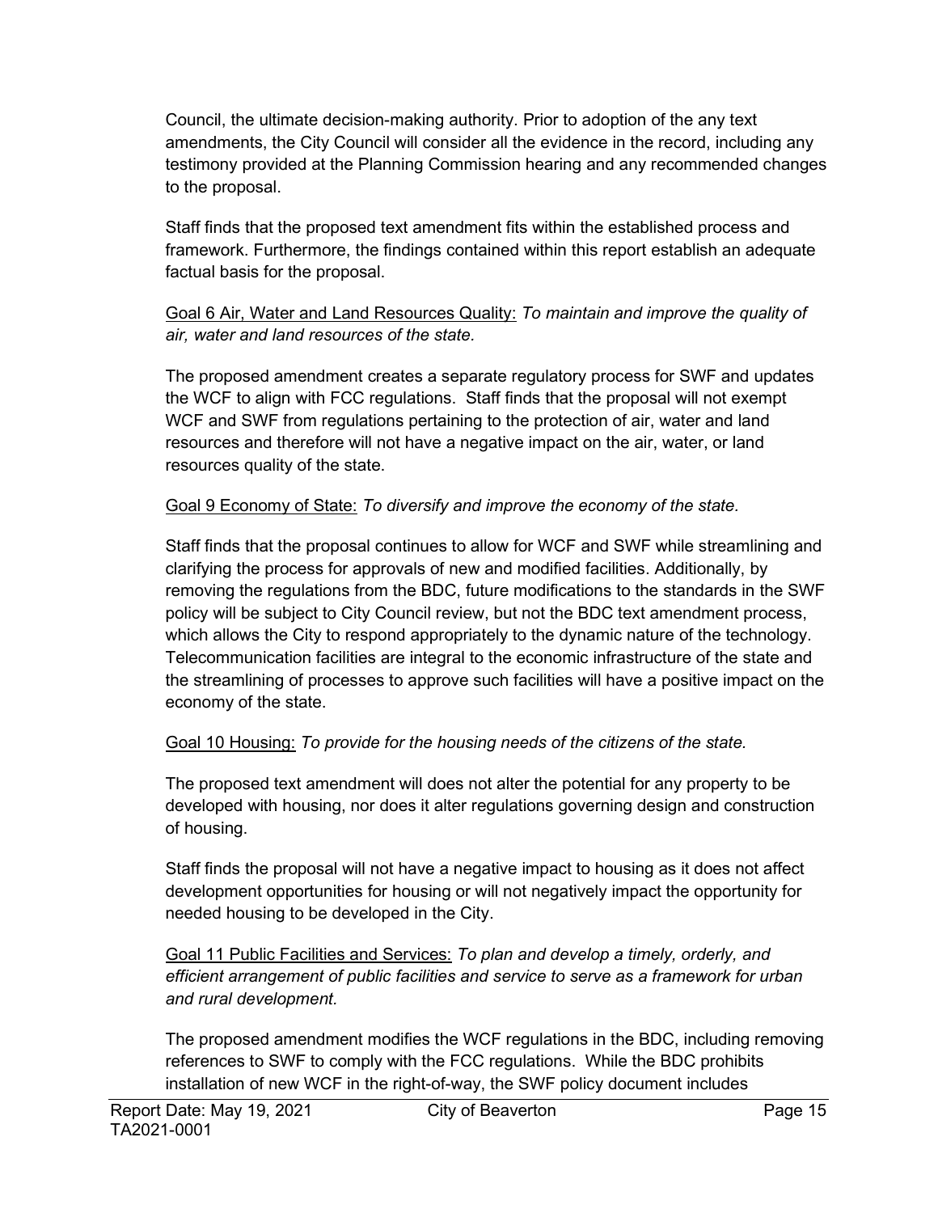Council, the ultimate decision-making authority. Prior to adoption of the any text amendments, the City Council will consider all the evidence in the record, including any testimony provided at the Planning Commission hearing and any recommended changes to the proposal.

Staff finds that the proposed text amendment fits within the established process and framework. Furthermore, the findings contained within this report establish an adequate factual basis for the proposal.

Goal 6 Air, Water and Land Resources Quality: *To maintain and improve the quality of air, water and land resources of the state.*

The proposed amendment creates a separate regulatory process for SWF and updates the WCF to align with FCC regulations. Staff finds that the proposal will not exempt WCF and SWF from regulations pertaining to the protection of air, water and land resources and therefore will not have a negative impact on the air, water, or land resources quality of the state.

Goal 9 Economy of State: *To diversify and improve the economy of the state.*

Staff finds that the proposal continues to allow for WCF and SWF while streamlining and clarifying the process for approvals of new and modified facilities. Additionally, by removing the regulations from the BDC, future modifications to the standards in the SWF policy will be subject to City Council review, but not the BDC text amendment process, which allows the City to respond appropriately to the dynamic nature of the technology. Telecommunication facilities are integral to the economic infrastructure of the state and the streamlining of processes to approve such facilities will have a positive impact on the economy of the state.

Goal 10 Housing: *To provide for the housing needs of the citizens of the state.*

The proposed text amendment will does not alter the potential for any property to be developed with housing, nor does it alter regulations governing design and construction of housing.

Staff finds the proposal will not have a negative impact to housing as it does not affect development opportunities for housing or will not negatively impact the opportunity for needed housing to be developed in the City.

Goal 11 Public Facilities and Services: *To plan and develop a timely, orderly, and efficient arrangement of public facilities and service to serve as a framework for urban and rural development.*

The proposed amendment modifies the WCF regulations in the BDC, including removing references to SWF to comply with the FCC regulations. While the BDC prohibits installation of new WCF in the right-of-way, the SWF policy document includes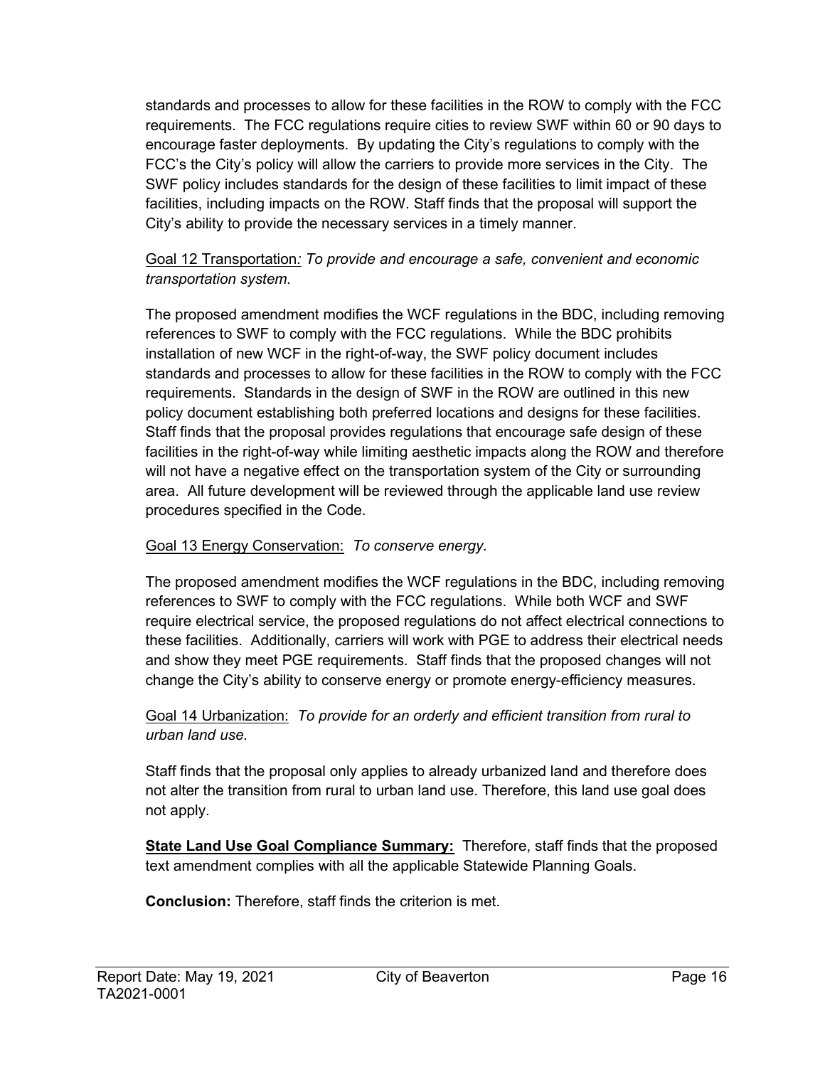standards and processes to allow for these facilities in the ROW to comply with the FCC requirements. The FCC regulations require cities to review SWF within 60 or 90 days to encourage faster deployments. By updating the City's regulations to comply with the FCC's the City's policy will allow the carriers to provide more services in the City. The SWF policy includes standards for the design of these facilities to limit impact of these facilities, including impacts on the ROW. Staff finds that the proposal will support the City's ability to provide the necessary services in a timely manner.

Goal 12 Transportation*: To provide and encourage a safe, convenient and economic transportation system.*

The proposed amendment modifies the WCF regulations in the BDC, including removing references to SWF to comply with the FCC regulations. While the BDC prohibits installation of new WCF in the right-of-way, the SWF policy document includes standards and processes to allow for these facilities in the ROW to comply with the FCC requirements. Standards in the design of SWF in the ROW are outlined in this new policy document establishing both preferred locations and designs for these facilities. Staff finds that the proposal provides regulations that encourage safe design of these facilities in the right-of-way while limiting aesthetic impacts along the ROW and therefore will not have a negative effect on the transportation system of the City or surrounding area. All future development will be reviewed through the applicable land use review procedures specified in the Code.

Goal 13 Energy Conservation: *To conserve energy.*

The proposed amendment modifies the WCF regulations in the BDC, including removing references to SWF to comply with the FCC regulations. While both WCF and SWF require electrical service, the proposed regulations do not affect electrical connections to these facilities. Additionally, carriers will work with PGE to address their electrical needs and show they meet PGE requirements. Staff finds that the proposed changes will not change the City's ability to conserve energy or promote energy-efficiency measures.

Goal 14 Urbanization: *To provide for an orderly and efficient transition from rural to urban land use.*

Staff finds that the proposal only applies to already urbanized land and therefore does not alter the transition from rural to urban land use. Therefore, this land use goal does not apply.

**State Land Use Goal Compliance Summary:** Therefore, staff finds that the proposed text amendment complies with all the applicable Statewide Planning Goals.

**Conclusion:** Therefore, staff finds the criterion is met.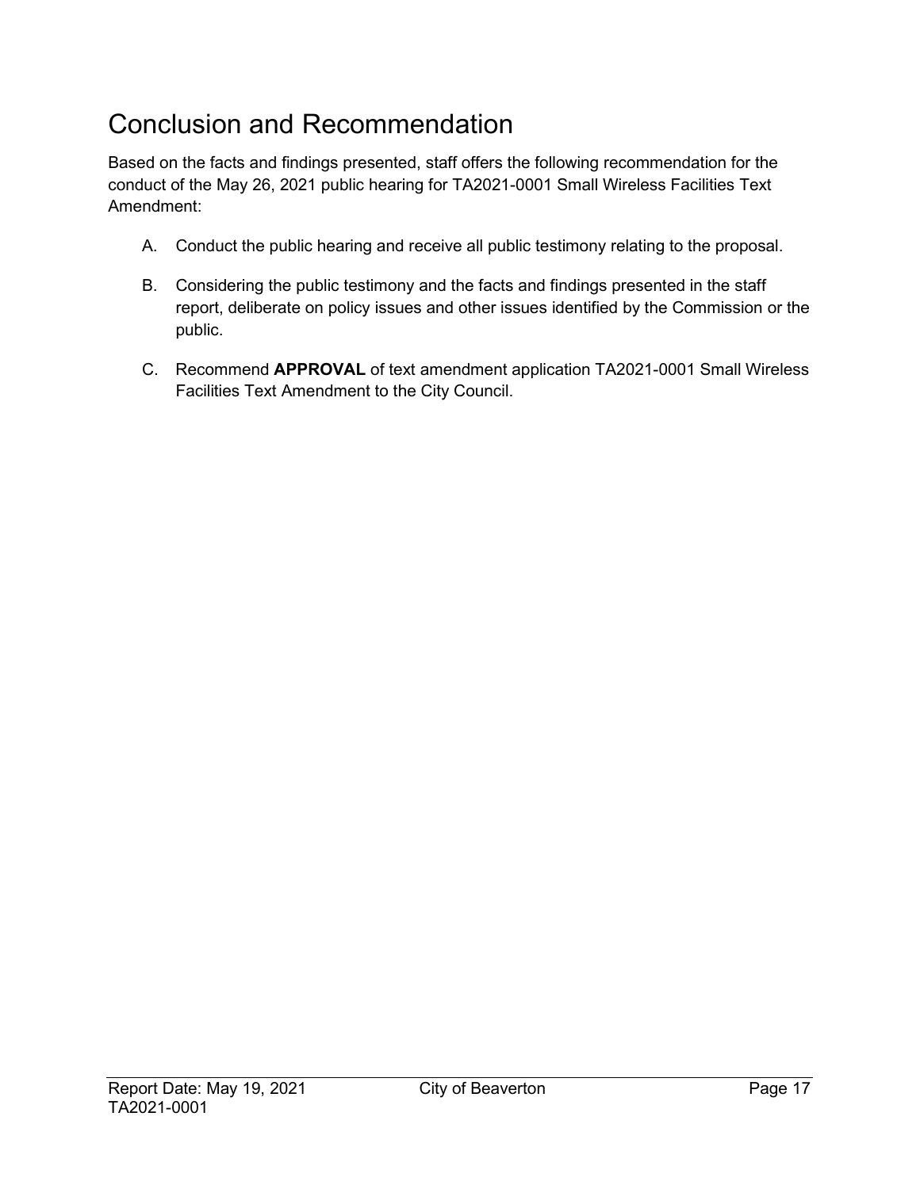# Conclusion and Recommendation

Based on the facts and findings presented, staff offers the following recommendation for the conduct of the May 26, 2021 public hearing for TA2021-0001 Small Wireless Facilities Text Amendment:

A. Conduct the public hearing and receive all public testimony relating to the proposal.

B. Considering the public testimony and the facts and findings presented in the staff report, deliberate on policy issues and other issues identified by the Commission or the public.

C. Recommend **APPROVAL** of text amendment application TA2021-0001 Small Wireless Facilities Text Amendment to the City Council.